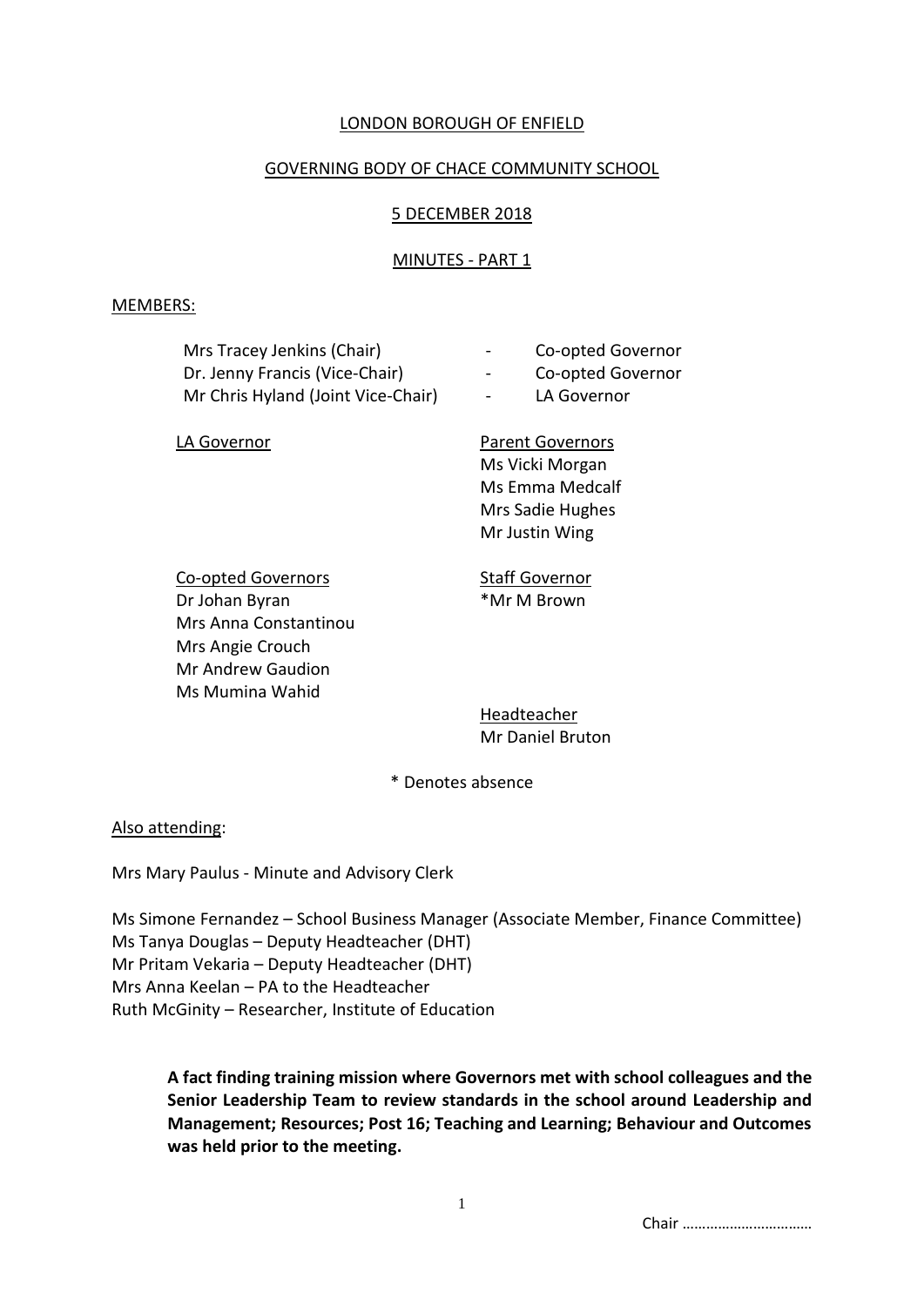# LONDON BOROUGH OF ENFIELD

## GOVERNING BODY OF CHACE COMMUNITY SCHOOL

## 5 DECEMBER 2018

## MINUTES - PART 1

MEMBERS:

Mrs Tracey Jenkins (Chair) - Co-opted Governor
Dr. Jenny Francis (Vice-Chair) - Co-opted Governor
Mr Chris Hyland (Joint Vice-Chair) - LA Governor

LA Governor

Parent Governors
Ms Vicki Morgan
Ms Emma Medcalf
Mrs Sadie Hughes
Mr Justin Wing

Co-opted Governors
Dr Johan Byran
Mrs Anna Constantinou
Mrs Angie Crouch
Mr Andrew Gaudion
Ms Mumina Wahid

Staff Governor
*Mr M Brown

Headteacher
Mr Daniel Bruton

\* Denotes absence

Also attending:

Mrs Mary Paulus - Minute and Advisory Clerk

Ms Simone Fernandez – School Business Manager (Associate Member, Finance Committee)
Ms Tanya Douglas – Deputy Headteacher (DHT)
Mr Pritam Vekaria – Deputy Headteacher (DHT)
Mrs Anna Keelan – PA to the Headteacher
Ruth McGinity – Researcher, Institute of Education

**A fact finding training mission where Governors met with school colleagues and the Senior Leadership Team to review standards in the school around Leadership and Management; Resources; Post 16; Teaching and Learning; Behaviour and Outcomes was held prior to the meeting.**

Chair ……………………………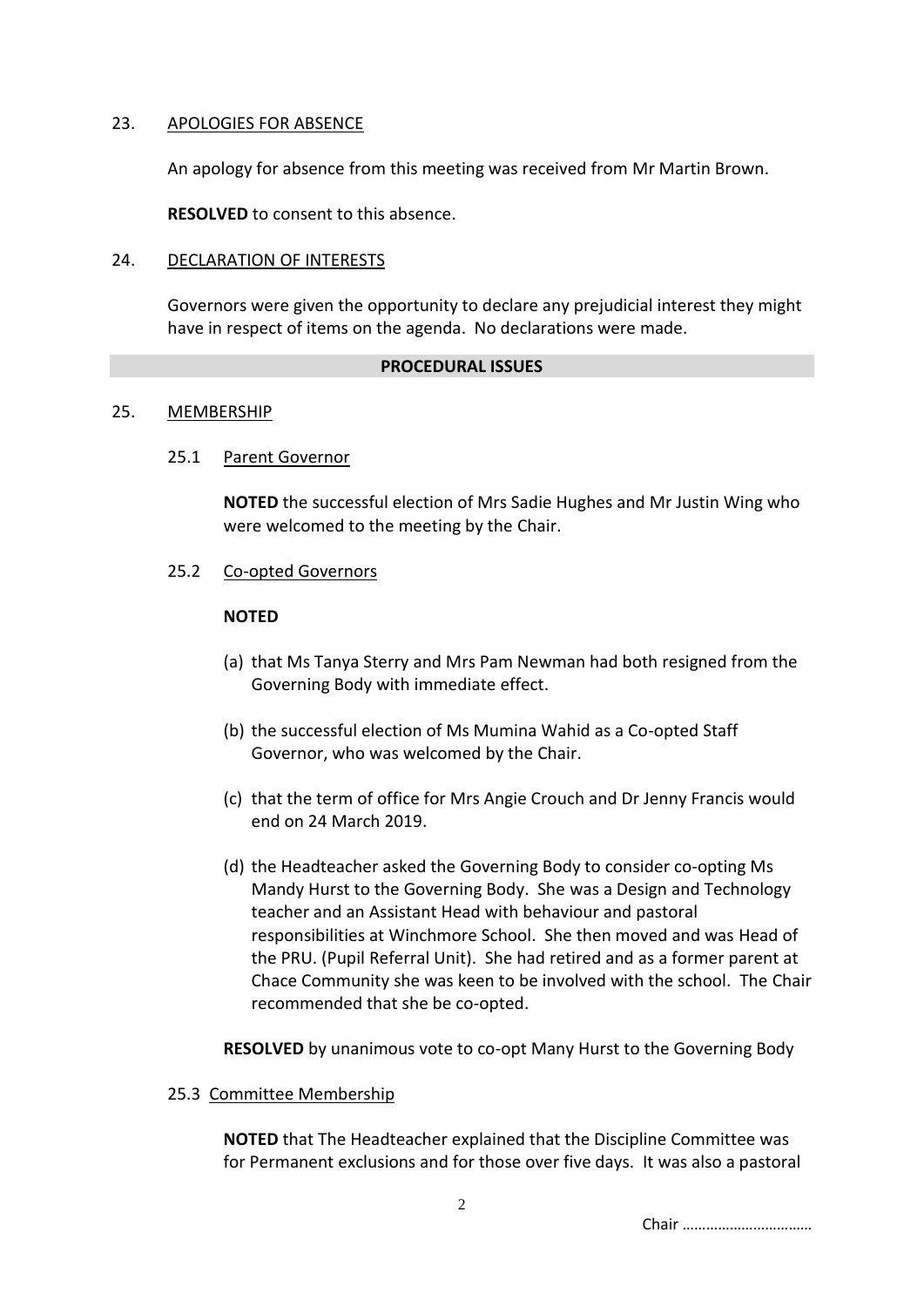23. APOLOGIES FOR ABSENCE

An apology for absence from this meeting was received from Mr Martin Brown.

**RESOLVED** to consent to this absence.

24. DECLARATION OF INTERESTS

Governors were given the opportunity to declare any prejudicial interest they might have in respect of items on the agenda. No declarations were made.

**PROCEDURAL ISSUES**

25. MEMBERSHIP

25.1 Parent Governor

**NOTED** the successful election of Mrs Sadie Hughes and Mr Justin Wing who were welcomed to the meeting by the Chair.

25.2 Co-opted Governors

**NOTED**

(a) that Ms Tanya Sterry and Mrs Pam Newman had both resigned from the Governing Body with immediate effect.

(b) the successful election of Ms Mumina Wahid as a Co-opted Staff Governor, who was welcomed by the Chair.

(c) that the term of office for Mrs Angie Crouch and Dr Jenny Francis would end on 24 March 2019.

(d) the Headteacher asked the Governing Body to consider co-opting Ms Mandy Hurst to the Governing Body. She was a Design and Technology teacher and an Assistant Head with behaviour and pastoral responsibilities at Winchmore School. She then moved and was Head of the PRU. (Pupil Referral Unit). She had retired and as a former parent at Chace Community she was keen to be involved with the school. The Chair recommended that she be co-opted.

**RESOLVED** by unanimous vote to co-opt Many Hurst to the Governing Body

25.3 Committee Membership

**NOTED** that The Headteacher explained that the Discipline Committee was for Permanent exclusions and for those over five days. It was also a pastoral

Chair ……………………………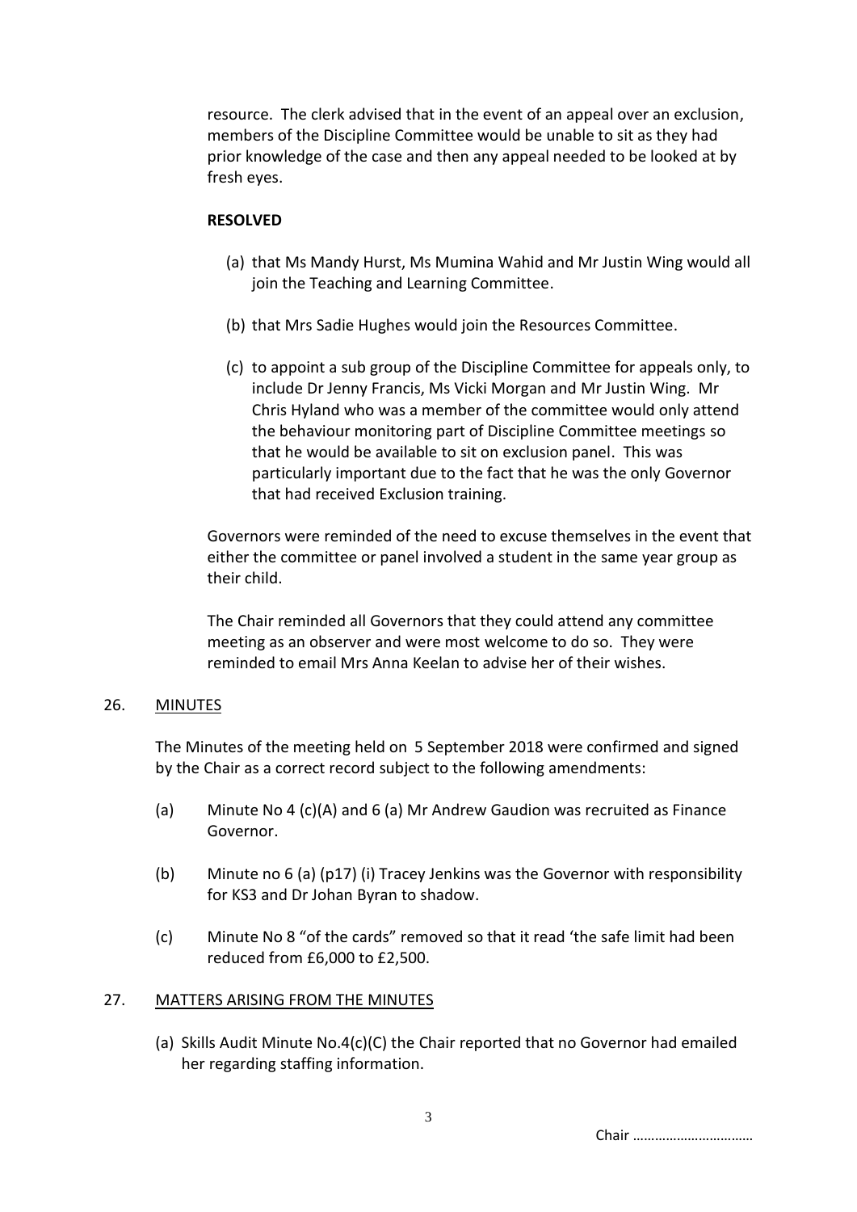resource. The clerk advised that in the event of an appeal over an exclusion, members of the Discipline Committee would be unable to sit as they had prior knowledge of the case and then any appeal needed to be looked at by fresh eyes.

**RESOLVED**

(a) that Ms Mandy Hurst, Ms Mumina Wahid and Mr Justin Wing would all join the Teaching and Learning Committee.

(b) that Mrs Sadie Hughes would join the Resources Committee.

(c) to appoint a sub group of the Discipline Committee for appeals only, to include Dr Jenny Francis, Ms Vicki Morgan and Mr Justin Wing. Mr Chris Hyland who was a member of the committee would only attend the behaviour monitoring part of Discipline Committee meetings so that he would be available to sit on exclusion panel. This was particularly important due to the fact that he was the only Governor that had received Exclusion training.

Governors were reminded of the need to excuse themselves in the event that either the committee or panel involved a student in the same year group as their child.

The Chair reminded all Governors that they could attend any committee meeting as an observer and were most welcome to do so. They were reminded to email Mrs Anna Keelan to advise her of their wishes.

26. MINUTES

The Minutes of the meeting held on 5 September 2018 were confirmed and signed by the Chair as a correct record subject to the following amendments:

(a) Minute No 4 (c)(A) and 6 (a) Mr Andrew Gaudion was recruited as Finance Governor.

(b) Minute no 6 (a) (p17) (i) Tracey Jenkins was the Governor with responsibility for KS3 and Dr Johan Byran to shadow.

(c) Minute No 8 "of the cards" removed so that it read 'the safe limit had been reduced from £6,000 to £2,500.

27. MATTERS ARISING FROM THE MINUTES

(a) Skills Audit Minute No.4(c)(C) the Chair reported that no Governor had emailed her regarding staffing information.

Chair ……………………………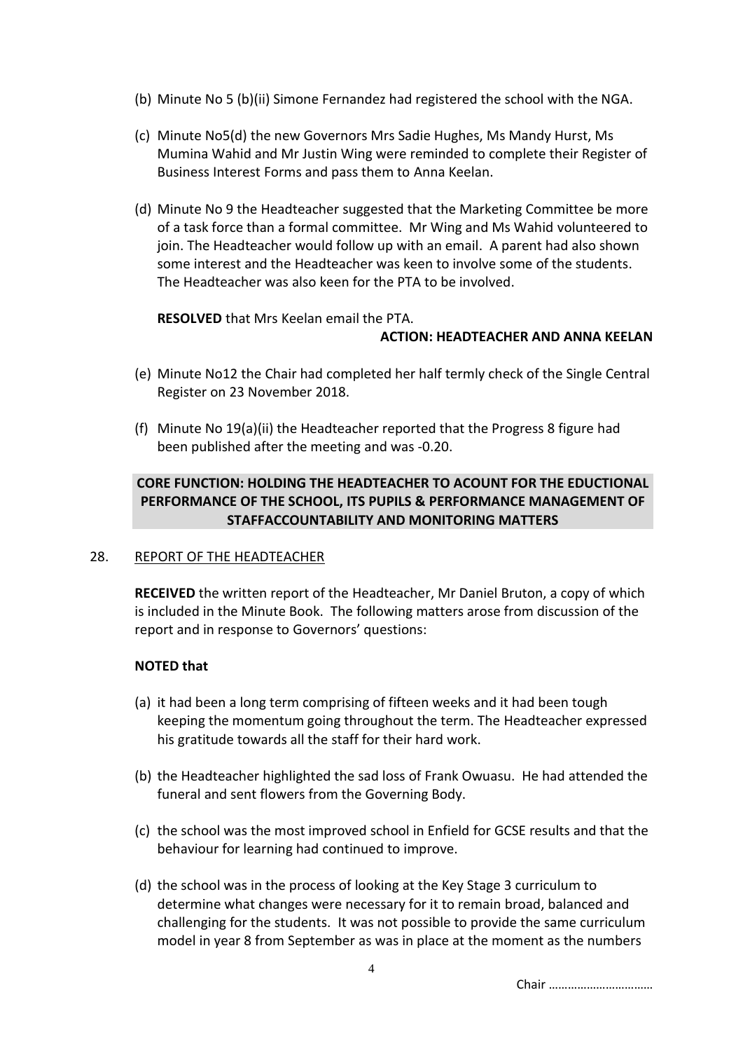(b) Minute No 5 (b)(ii) Simone Fernandez had registered the school with the NGA.

(c) Minute No5(d) the new Governors Mrs Sadie Hughes, Ms Mandy Hurst, Ms Mumina Wahid and Mr Justin Wing were reminded to complete their Register of Business Interest Forms and pass them to Anna Keelan.

(d) Minute No 9 the Headteacher suggested that the Marketing Committee be more of a task force than a formal committee. Mr Wing and Ms Wahid volunteered to join. The Headteacher would follow up with an email. A parent had also shown some interest and the Headteacher was keen to involve some of the students. The Headteacher was also keen for the PTA to be involved.

**RESOLVED** that Mrs Keelan email the PTA.

**ACTION: HEADTEACHER AND ANNA KEELAN**

(e) Minute No12 the Chair had completed her half termly check of the Single Central Register on 23 November 2018.

(f) Minute No 19(a)(ii) the Headteacher reported that the Progress 8 figure had been published after the meeting and was -0.20.

**CORE FUNCTION: HOLDING THE HEADTEACHER TO ACOUNT FOR THE EDUCTIONAL PERFORMANCE OF THE SCHOOL, ITS PUPILS & PERFORMANCE MANAGEMENT OF STAFFACCOUNTABILITY AND MONITORING MATTERS**

28. REPORT OF THE HEADTEACHER

**RECEIVED** the written report of the Headteacher, Mr Daniel Bruton, a copy of which is included in the Minute Book. The following matters arose from discussion of the report and in response to Governors' questions:

**NOTED that**

(a) it had been a long term comprising of fifteen weeks and it had been tough keeping the momentum going throughout the term. The Headteacher expressed his gratitude towards all the staff for their hard work.

(b) the Headteacher highlighted the sad loss of Frank Owuasu. He had attended the funeral and sent flowers from the Governing Body.

(c) the school was the most improved school in Enfield for GCSE results and that the behaviour for learning had continued to improve.

(d) the school was in the process of looking at the Key Stage 3 curriculum to determine what changes were necessary for it to remain broad, balanced and challenging for the students. It was not possible to provide the same curriculum model in year 8 from September as was in place at the moment as the numbers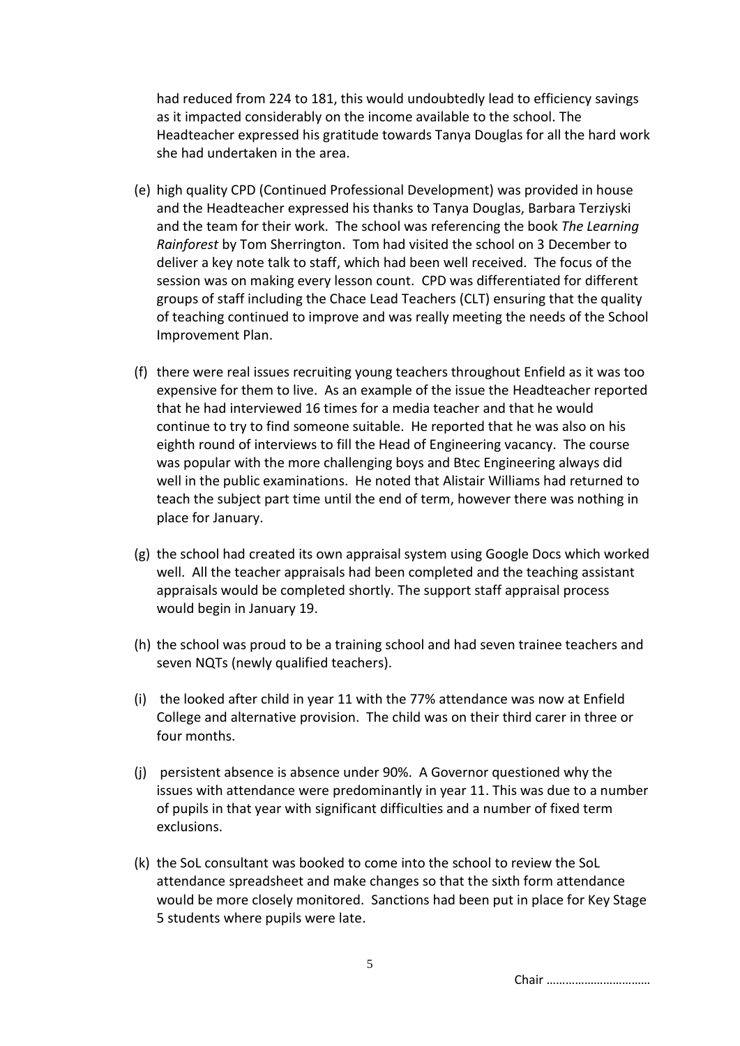had reduced from 224 to 181, this would undoubtedly lead to efficiency savings as it impacted considerably on the income available to the school. The Headteacher expressed his gratitude towards Tanya Douglas for all the hard work she had undertaken in the area.

(e) high quality CPD (Continued Professional Development) was provided in house and the Headteacher expressed his thanks to Tanya Douglas, Barbara Terziyski and the team for their work. The school was referencing the book *The Learning Rainforest* by Tom Sherrington. Tom had visited the school on 3 December to deliver a key note talk to staff, which had been well received. The focus of the session was on making every lesson count. CPD was differentiated for different groups of staff including the Chace Lead Teachers (CLT) ensuring that the quality of teaching continued to improve and was really meeting the needs of the School Improvement Plan.

(f) there were real issues recruiting young teachers throughout Enfield as it was too expensive for them to live. As an example of the issue the Headteacher reported that he had interviewed 16 times for a media teacher and that he would continue to try to find someone suitable. He reported that he was also on his eighth round of interviews to fill the Head of Engineering vacancy. The course was popular with the more challenging boys and Btec Engineering always did well in the public examinations. He noted that Alistair Williams had returned to teach the subject part time until the end of term, however there was nothing in place for January.

(g) the school had created its own appraisal system using Google Docs which worked well. All the teacher appraisals had been completed and the teaching assistant appraisals would be completed shortly. The support staff appraisal process would begin in January 19.

(h) the school was proud to be a training school and had seven trainee teachers and seven NQTs (newly qualified teachers).

(i) the looked after child in year 11 with the 77% attendance was now at Enfield College and alternative provision. The child was on their third carer in three or four months.

(j) persistent absence is absence under 90%. A Governor questioned why the issues with attendance were predominantly in year 11. This was due to a number of pupils in that year with significant difficulties and a number of fixed term exclusions.

(k) the SoL consultant was booked to come into the school to review the SoL attendance spreadsheet and make changes so that the sixth form attendance would be more closely monitored. Sanctions had been put in place for Key Stage 5 students where pupils were late.

Chair ……………………………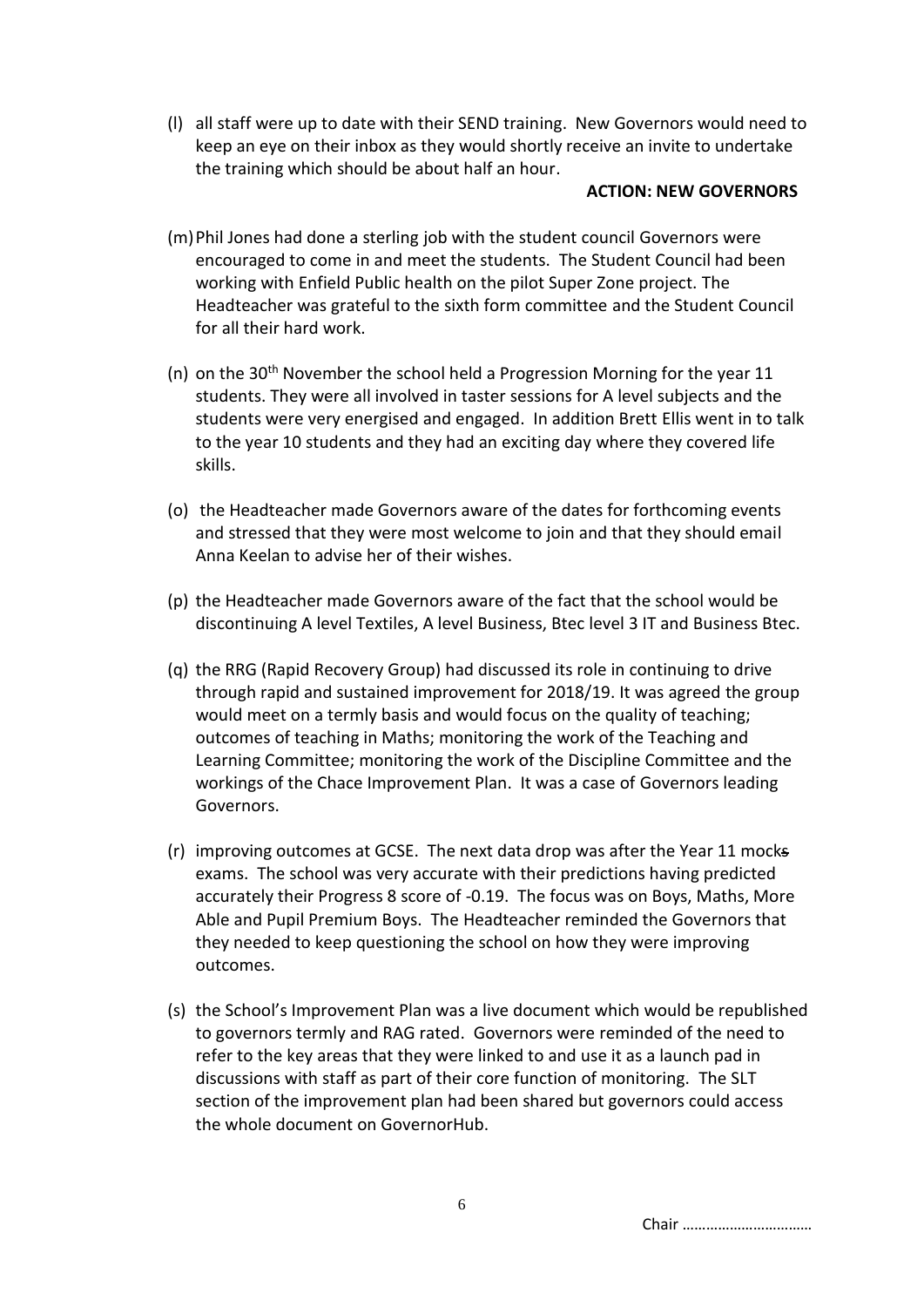(l) all staff were up to date with their SEND training. New Governors would need to keep an eye on their inbox as they would shortly receive an invite to undertake the training which should be about half an hour.

**ACTION: NEW GOVERNORS**

(m) Phil Jones had done a sterling job with the student council Governors were encouraged to come in and meet the students. The Student Council had been working with Enfield Public health on the pilot Super Zone project. The Headteacher was grateful to the sixth form committee and the Student Council for all their hard work.

(n) on the 30th November the school held a Progression Morning for the year 11 students. They were all involved in taster sessions for A level subjects and the students were very energised and engaged. In addition Brett Ellis went in to talk to the year 10 students and they had an exciting day where they covered life skills.

(o) the Headteacher made Governors aware of the dates for forthcoming events and stressed that they were most welcome to join and that they should email Anna Keelan to advise her of their wishes.

(p) the Headteacher made Governors aware of the fact that the school would be discontinuing A level Textiles, A level Business, Btec level 3 IT and Business Btec.

(q) the RRG (Rapid Recovery Group) had discussed its role in continuing to drive through rapid and sustained improvement for 2018/19. It was agreed the group would meet on a termly basis and would focus on the quality of teaching; outcomes of teaching in Maths; monitoring the work of the Teaching and Learning Committee; monitoring the work of the Discipline Committee and the workings of the Chace Improvement Plan. It was a case of Governors leading Governors.

(r) improving outcomes at GCSE. The next data drop was after the Year 11 mocks exams. The school was very accurate with their predictions having predicted accurately their Progress 8 score of -0.19. The focus was on Boys, Maths, More Able and Pupil Premium Boys. The Headteacher reminded the Governors that they needed to keep questioning the school on how they were improving outcomes.

(s) the School's Improvement Plan was a live document which would be republished to governors termly and RAG rated. Governors were reminded of the need to refer to the key areas that they were linked to and use it as a launch pad in discussions with staff as part of their core function of monitoring. The SLT section of the improvement plan had been shared but governors could access the whole document on GovernorHub.

Chair ……………………………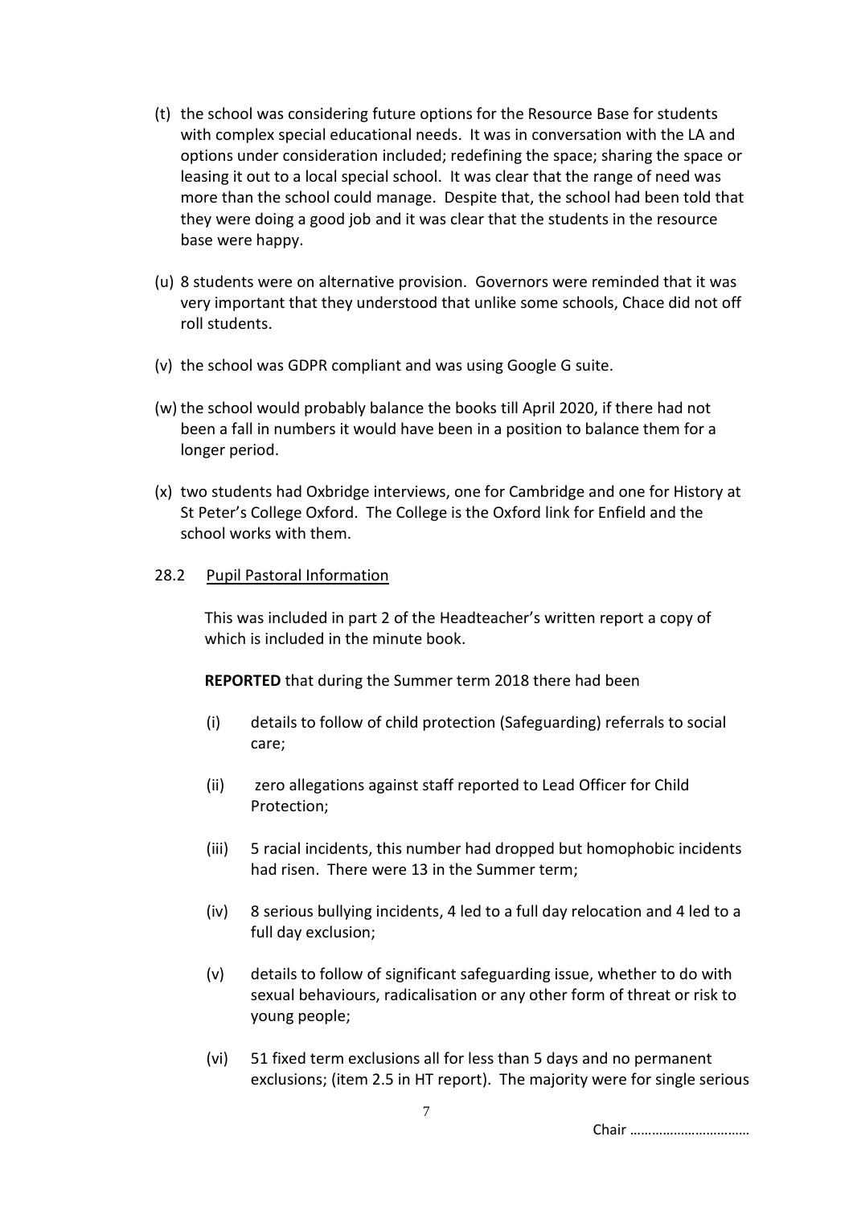(t) the school was considering future options for the Resource Base for students with complex special educational needs. It was in conversation with the LA and options under consideration included; redefining the space; sharing the space or leasing it out to a local special school. It was clear that the range of need was more than the school could manage. Despite that, the school had been told that they were doing a good job and it was clear that the students in the resource base were happy.

(u) 8 students were on alternative provision. Governors were reminded that it was very important that they understood that unlike some schools, Chace did not off roll students.

(v) the school was GDPR compliant and was using Google G suite.

(w) the school would probably balance the books till April 2020, if there had not been a fall in numbers it would have been in a position to balance them for a longer period.

(x) two students had Oxbridge interviews, one for Cambridge and one for History at St Peter's College Oxford. The College is the Oxford link for Enfield and the school works with them.

28.2 Pupil Pastoral Information

This was included in part 2 of the Headteacher's written report a copy of which is included in the minute book.

**REPORTED** that during the Summer term 2018 there had been

(i) details to follow of child protection (Safeguarding) referrals to social care;

(ii) zero allegations against staff reported to Lead Officer for Child Protection;

(iii) 5 racial incidents, this number had dropped but homophobic incidents had risen. There were 13 in the Summer term;

(iv) 8 serious bullying incidents, 4 led to a full day relocation and 4 led to a full day exclusion;

(v) details to follow of significant safeguarding issue, whether to do with sexual behaviours, radicalisation or any other form of threat or risk to young people;

(vi) 51 fixed term exclusions all for less than 5 days and no permanent exclusions; (item 2.5 in HT report). The majority were for single serious

Chair ……………………………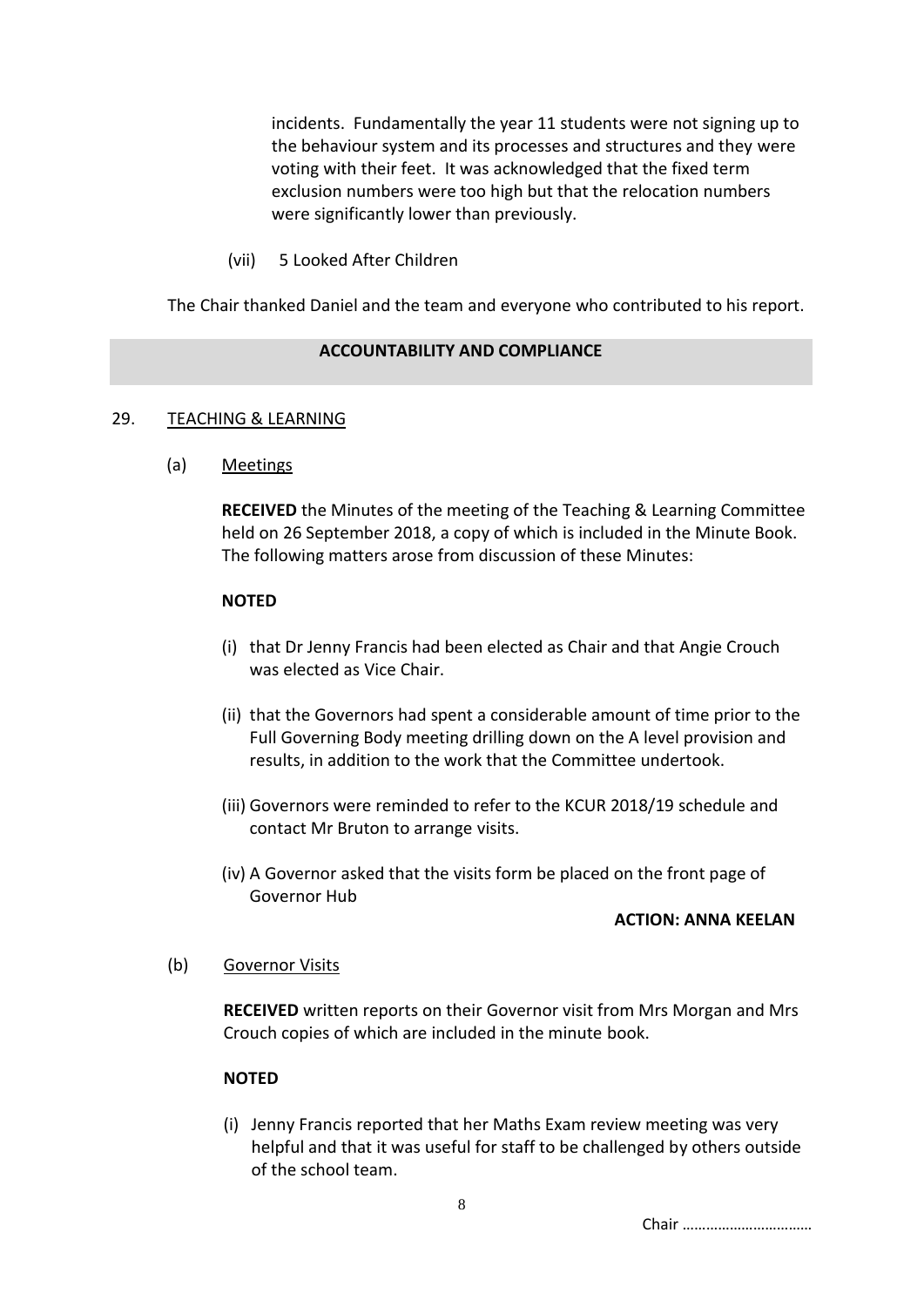incidents. Fundamentally the year 11 students were not signing up to the behaviour system and its processes and structures and they were voting with their feet. It was acknowledged that the fixed term exclusion numbers were too high but that the relocation numbers were significantly lower than previously.

(vii) 5 Looked After Children

The Chair thanked Daniel and the team and everyone who contributed to his report.

## ACCOUNTABILITY AND COMPLIANCE

29. TEACHING & LEARNING

(a) Meetings

**RECEIVED** the Minutes of the meeting of the Teaching & Learning Committee held on 26 September 2018, a copy of which is included in the Minute Book. The following matters arose from discussion of these Minutes:

**NOTED**

(i) that Dr Jenny Francis had been elected as Chair and that Angie Crouch was elected as Vice Chair.

(ii) that the Governors had spent a considerable amount of time prior to the Full Governing Body meeting drilling down on the A level provision and results, in addition to the work that the Committee undertook.

(iii) Governors were reminded to refer to the KCUR 2018/19 schedule and contact Mr Bruton to arrange visits.

(iv) A Governor asked that the visits form be placed on the front page of Governor Hub

**ACTION: ANNA KEELAN**

(b) Governor Visits

**RECEIVED** written reports on their Governor visit from Mrs Morgan and Mrs Crouch copies of which are included in the minute book.

**NOTED**

(i) Jenny Francis reported that her Maths Exam review meeting was very helpful and that it was useful for staff to be challenged by others outside of the school team.

Chair ……………………………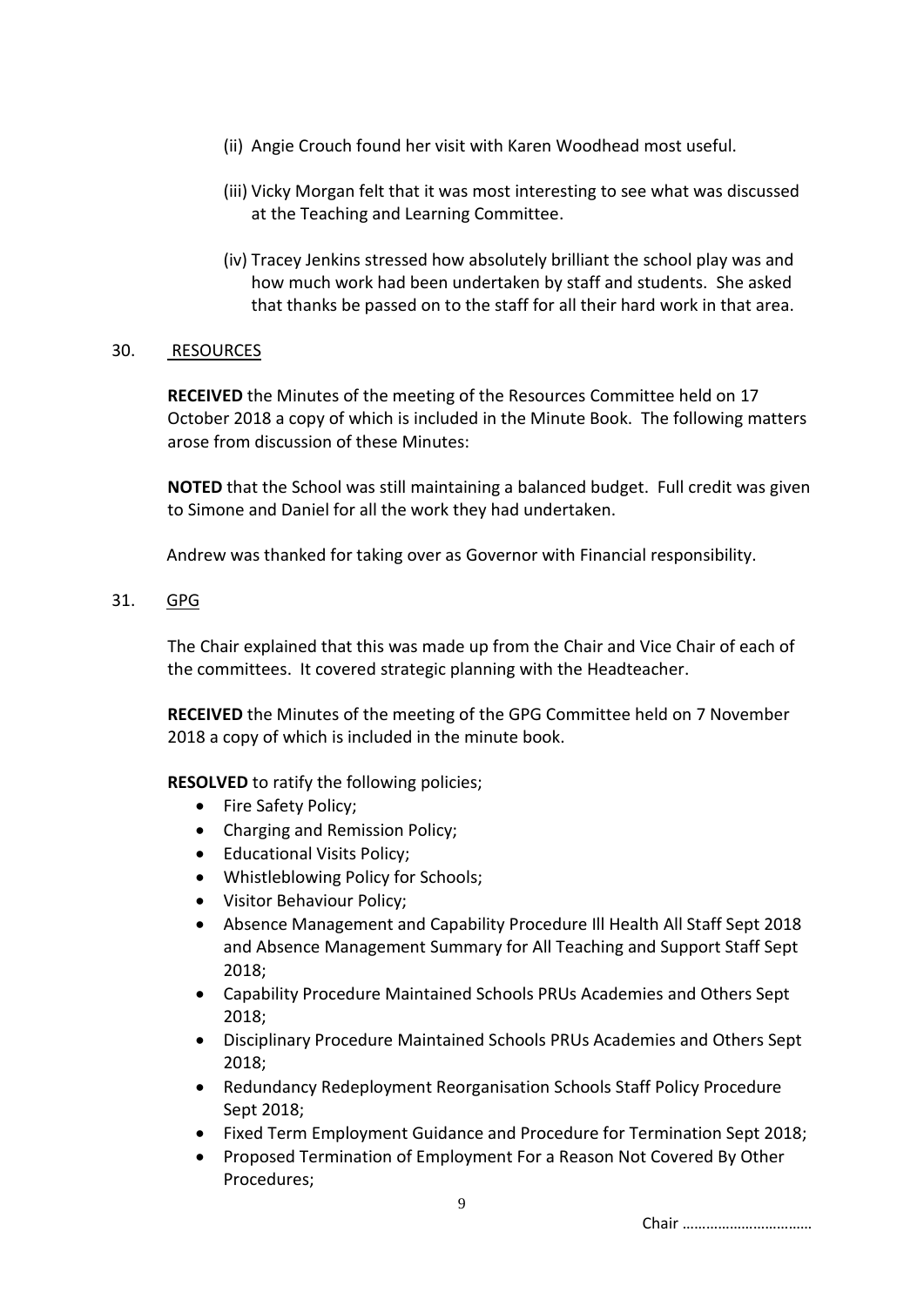(ii) Angie Crouch found her visit with Karen Woodhead most useful.

(iii) Vicky Morgan felt that it was most interesting to see what was discussed at the Teaching and Learning Committee.

(iv) Tracey Jenkins stressed how absolutely brilliant the school play was and how much work had been undertaken by staff and students. She asked that thanks be passed on to the staff for all their hard work in that area.

30. RESOURCES

**RECEIVED** the Minutes of the meeting of the Resources Committee held on 17 October 2018 a copy of which is included in the Minute Book. The following matters arose from discussion of these Minutes:

**NOTED** that the School was still maintaining a balanced budget. Full credit was given to Simone and Daniel for all the work they had undertaken.

Andrew was thanked for taking over as Governor with Financial responsibility.

31. GPG

The Chair explained that this was made up from the Chair and Vice Chair of each of the committees. It covered strategic planning with the Headteacher.

**RECEIVED** the Minutes of the meeting of the GPG Committee held on 7 November 2018 a copy of which is included in the minute book.

**RESOLVED** to ratify the following policies;

- Fire Safety Policy;
- Charging and Remission Policy;
- Educational Visits Policy;
- Whistleblowing Policy for Schools;
- Visitor Behaviour Policy;
- Absence Management and Capability Procedure Ill Health All Staff Sept 2018 and Absence Management Summary for All Teaching and Support Staff Sept 2018;
- Capability Procedure Maintained Schools PRUs Academies and Others Sept 2018;
- Disciplinary Procedure Maintained Schools PRUs Academies and Others Sept 2018;
- Redundancy Redeployment Reorganisation Schools Staff Policy Procedure Sept 2018;
- Fixed Term Employment Guidance and Procedure for Termination Sept 2018;
- Proposed Termination of Employment For a Reason Not Covered By Other Procedures;

Chair ……………………………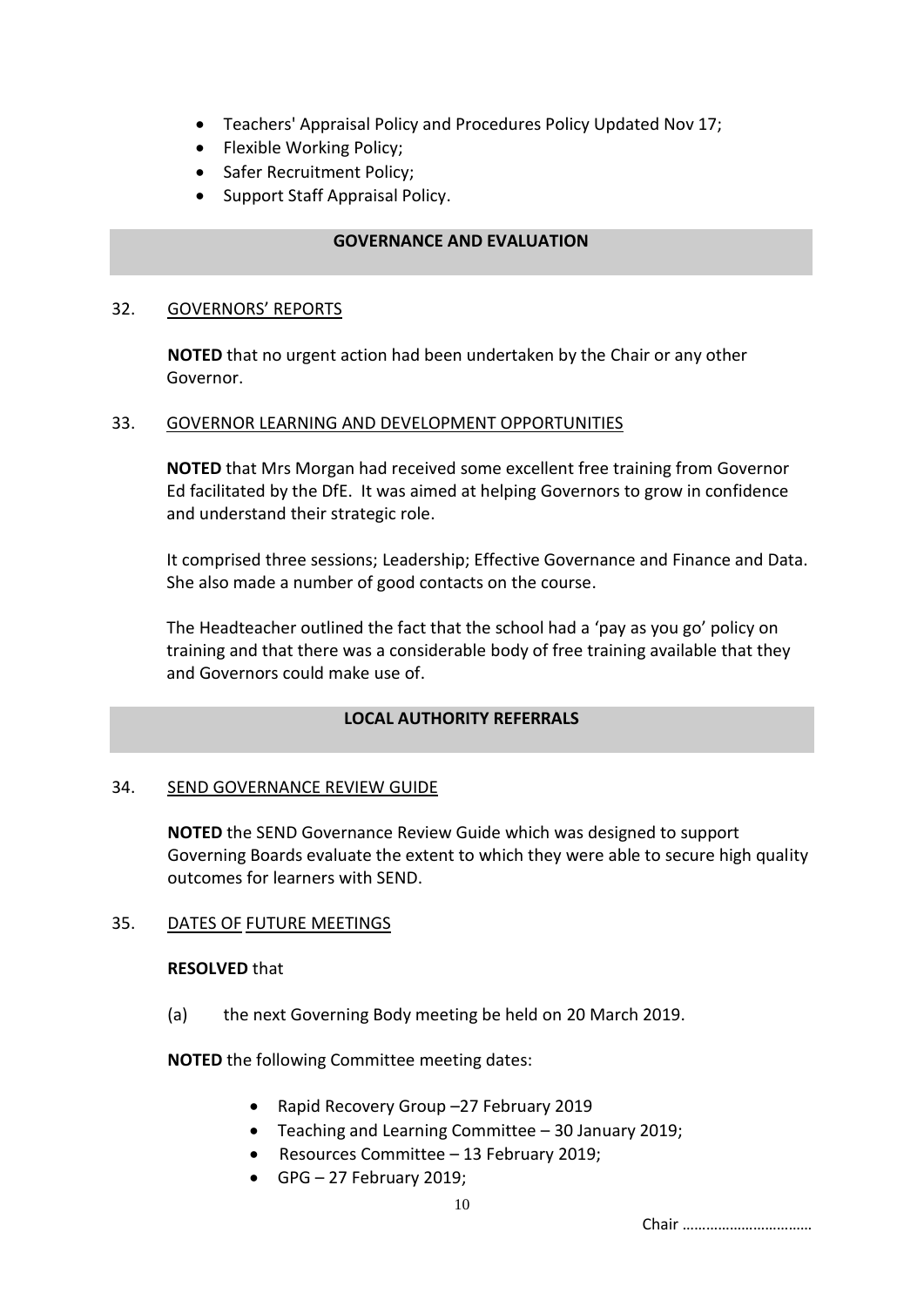- Teachers' Appraisal Policy and Procedures Policy Updated Nov 17;
- Flexible Working Policy;
- Safer Recruitment Policy;
- Support Staff Appraisal Policy.

## GOVERNANCE AND EVALUATION

### 32. GOVERNORS' REPORTS

**NOTED** that no urgent action had been undertaken by the Chair or any other Governor.

### 33. GOVERNOR LEARNING AND DEVELOPMENT OPPORTUNITIES

**NOTED** that Mrs Morgan had received some excellent free training from Governor Ed facilitated by the DfE. It was aimed at helping Governors to grow in confidence and understand their strategic role.

It comprised three sessions; Leadership; Effective Governance and Finance and Data. She also made a number of good contacts on the course.

The Headteacher outlined the fact that the school had a 'pay as you go' policy on training and that there was a considerable body of free training available that they and Governors could make use of.

## LOCAL AUTHORITY REFERRALS

### 34. SEND GOVERNANCE REVIEW GUIDE

**NOTED** the SEND Governance Review Guide which was designed to support Governing Boards evaluate the extent to which they were able to secure high quality outcomes for learners with SEND.

### 35. DATES OF FUTURE MEETINGS

**RESOLVED** that

(a) the next Governing Body meeting be held on 20 March 2019.

**NOTED** the following Committee meeting dates:

- Rapid Recovery Group –27 February 2019
- Teaching and Learning Committee – 30 January 2019;
- Resources Committee – 13 February 2019;
- GPG – 27 February 2019;

Chair ……………………………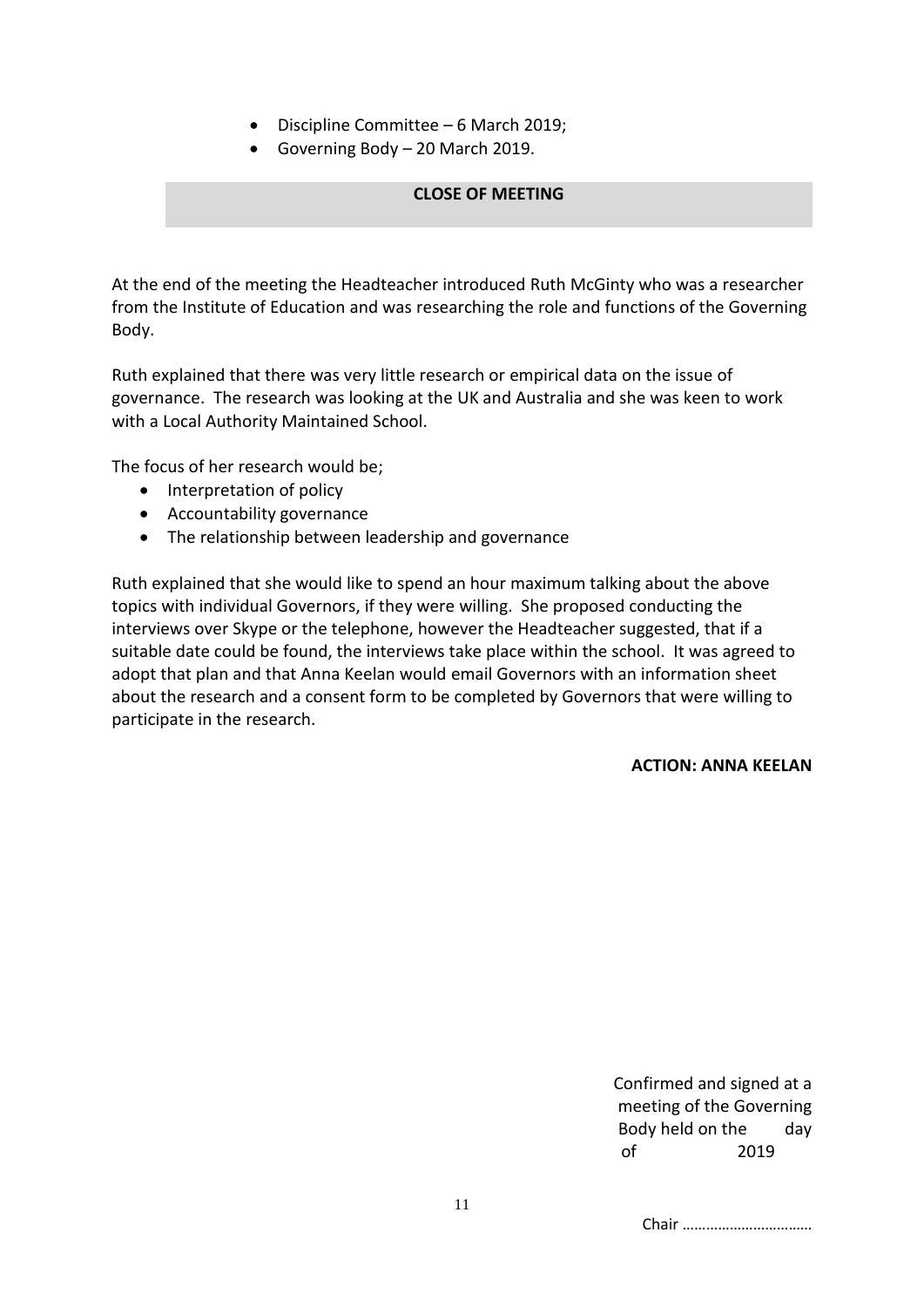- Discipline Committee – 6 March 2019;
- Governing Body – 20 March 2019.

## CLOSE OF MEETING

At the end of the meeting the Headteacher introduced Ruth McGinty who was a researcher from the Institute of Education and was researching the role and functions of the Governing Body.

Ruth explained that there was very little research or empirical data on the issue of governance. The research was looking at the UK and Australia and she was keen to work with a Local Authority Maintained School.

The focus of her research would be;

- Interpretation of policy
- Accountability governance
- The relationship between leadership and governance

Ruth explained that she would like to spend an hour maximum talking about the above topics with individual Governors, if they were willing. She proposed conducting the interviews over Skype or the telephone, however the Headteacher suggested, that if a suitable date could be found, the interviews take place within the school. It was agreed to adopt that plan and that Anna Keelan would email Governors with an information sheet about the research and a consent form to be completed by Governors that were willing to participate in the research.

**ACTION: ANNA KEELAN**

Confirmed and signed at a meeting of the Governing Body held on the day of 2019

Chair ……………………………